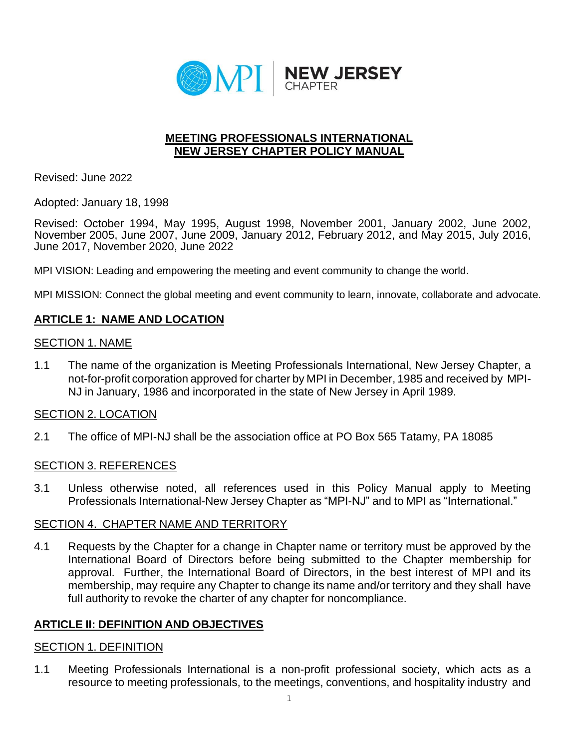**MPI | NEW JERSEY CHAPTER**

# MEETING PROFESSIONALS INTERNATIONAL
# NEW JERSEY CHAPTER POLICY MANUAL

Revised: June 2022

Adopted: January 18, 1998

Revised: October 1994, May 1995, August 1998, November 2001, January 2002, June 2002, November 2005, June 2007, June 2009, January 2012, February 2012, and May 2015, July 2016, June 2017, November 2020, June 2022

MPI VISION: Leading and empowering the meeting and event community to change the world.

MPI MISSION: Connect the global meeting and event community to learn, innovate, collaborate and advocate.

## ARTICLE 1: NAME AND LOCATION

### SECTION 1. NAME

1.1 The name of the organization is Meeting Professionals International, New Jersey Chapter, a not-for-profit corporation approved for charter by MPI in December, 1985 and received by MPI-NJ in January, 1986 and incorporated in the state of New Jersey in April 1989.

### SECTION 2. LOCATION

2.1 The office of MPI-NJ shall be the association office at PO Box 565 Tatamy, PA 18085

### SECTION 3. REFERENCES

3.1 Unless otherwise noted, all references used in this Policy Manual apply to Meeting Professionals International-New Jersey Chapter as "MPI-NJ" and to MPI as "International."

### SECTION 4. CHAPTER NAME AND TERRITORY

4.1 Requests by the Chapter for a change in Chapter name or territory must be approved by the International Board of Directors before being submitted to the Chapter membership for approval. Further, the International Board of Directors, in the best interest of MPI and its membership, may require any Chapter to change its name and/or territory and they shall have full authority to revoke the charter of any chapter for noncompliance.

## ARTICLE II: DEFINITION AND OBJECTIVES

### SECTION 1. DEFINITION

1.1 Meeting Professionals International is a non-profit professional society, which acts as a resource to meeting professionals, to the meetings, conventions, and hospitality industry and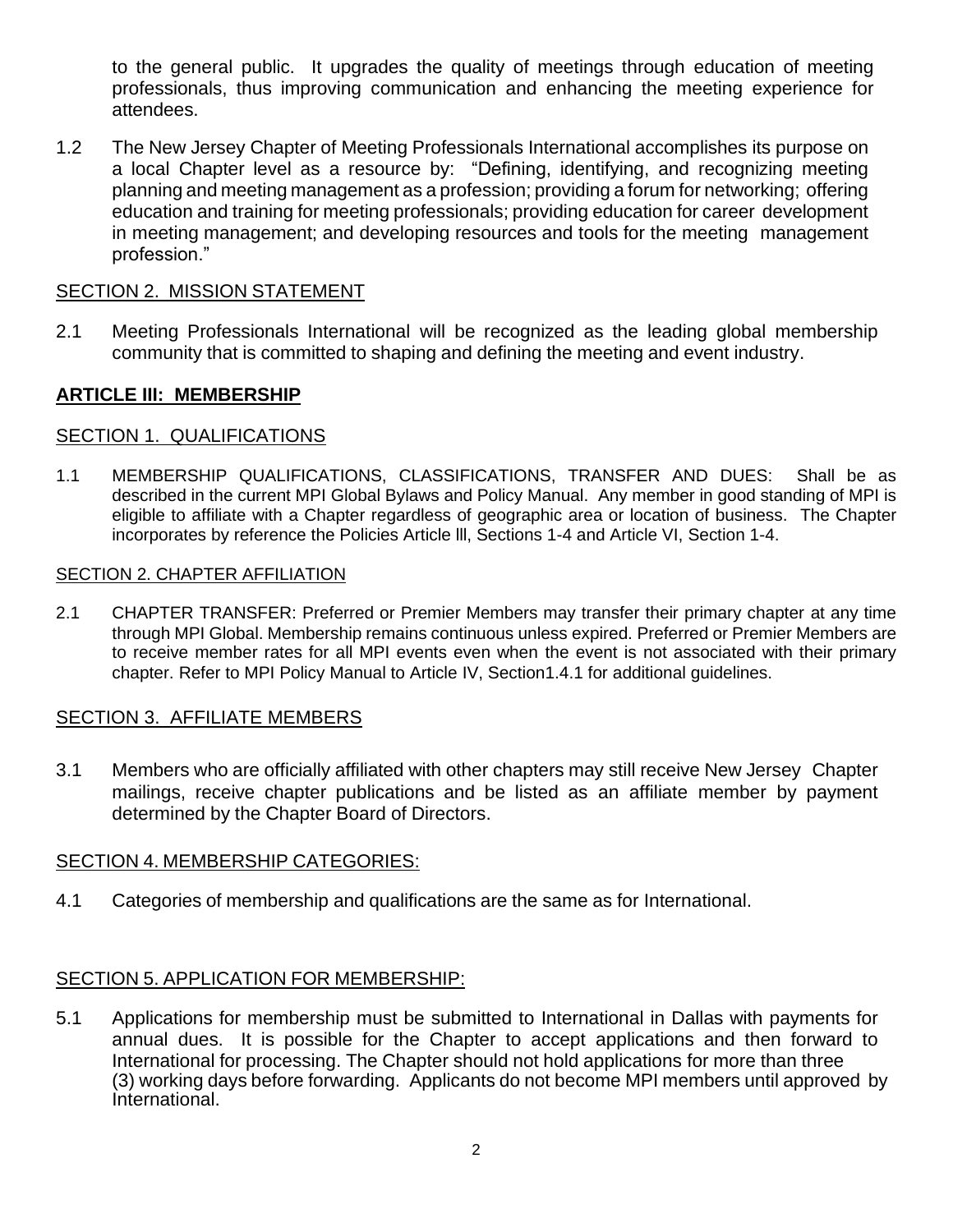to the general public. It upgrades the quality of meetings through education of meeting professionals, thus improving communication and enhancing the meeting experience for attendees.

1.2 The New Jersey Chapter of Meeting Professionals International accomplishes its purpose on a local Chapter level as a resource by: "Defining, identifying, and recognizing meeting planning and meeting management as a profession; providing a forum for networking; offering education and training for meeting professionals; providing education for career development in meeting management; and developing resources and tools for the meeting management profession."

SECTION 2. MISSION STATEMENT

2.1 Meeting Professionals International will be recognized as the leading global membership community that is committed to shaping and defining the meeting and event industry.

## ARTICLE III: MEMBERSHIP

SECTION 1. QUALIFICATIONS

1.1 MEMBERSHIP QUALIFICATIONS, CLASSIFICATIONS, TRANSFER AND DUES: Shall be as described in the current MPI Global Bylaws and Policy Manual. Any member in good standing of MPI is eligible to affiliate with a Chapter regardless of geographic area or location of business. The Chapter incorporates by reference the Policies Article ll, Sections 1-4 and Article VI, Section 1-4.

SECTION 2. CHAPTER AFFILIATION

2.1 CHAPTER TRANSFER: Preferred or Premier Members may transfer their primary chapter at any time through MPI Global. Membership remains continuous unless expired. Preferred or Premier Members are to receive member rates for all MPI events even when the event is not associated with their primary chapter. Refer to MPI Policy Manual to Article IV, Section1.4.1 for additional guidelines.

SECTION 3. AFFILIATE MEMBERS

3.1 Members who are officially affiliated with other chapters may still receive New Jersey Chapter mailings, receive chapter publications and be listed as an affiliate member by payment determined by the Chapter Board of Directors.

SECTION 4. MEMBERSHIP CATEGORIES:

4.1 Categories of membership and qualifications are the same as for International.

SECTION 5. APPLICATION FOR MEMBERSHIP:

5.1 Applications for membership must be submitted to International in Dallas with payments for annual dues. It is possible for the Chapter to accept applications and then forward to International for processing. The Chapter should not hold applications for more than three (3) working days before forwarding. Applicants do not become MPI members until approved by International.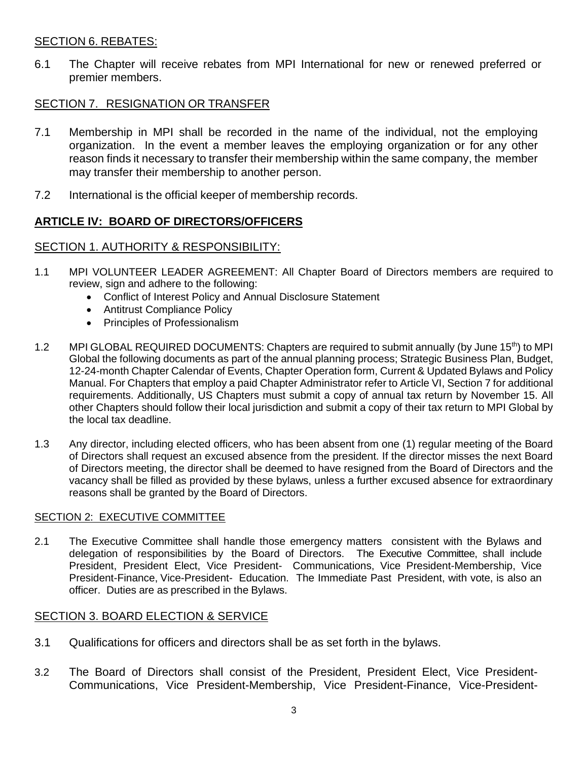SECTION 6. REBATES:

6.1 The Chapter will receive rebates from MPI International for new or renewed preferred or premier members.

SECTION 7. RESIGNATION OR TRANSFER

7.1 Membership in MPI shall be recorded in the name of the individual, not the employing organization. In the event a member leaves the employing organization or for any other reason finds it necessary to transfer their membership within the same company, the member may transfer their membership to another person.

7.2 International is the official keeper of membership records.

## **ARTICLE IV: BOARD OF DIRECTORS/OFFICERS**

SECTION 1. AUTHORITY & RESPONSIBILITY:

1.1 MPI VOLUNTEER LEADER AGREEMENT: All Chapter Board of Directors members are required to review, sign and adhere to the following:

- Conflict of Interest Policy and Annual Disclosure Statement
- Antitrust Compliance Policy
- Principles of Professionalism

1.2 MPI GLOBAL REQUIRED DOCUMENTS: Chapters are required to submit annually (by June 15th) to MPI Global the following documents as part of the annual planning process; Strategic Business Plan, Budget, 12-24-month Chapter Calendar of Events, Chapter Operation form, Current & Updated Bylaws and Policy Manual. For Chapters that employ a paid Chapter Administrator refer to Article VI, Section 7 for additional requirements. Additionally, US Chapters must submit a copy of annual tax return by November 15. All other Chapters should follow their local jurisdiction and submit a copy of their tax return to MPI Global by the local tax deadline.

1.3 Any director, including elected officers, who has been absent from one (1) regular meeting of the Board of Directors shall request an excused absence from the president. If the director misses the next Board of Directors meeting, the director shall be deemed to have resigned from the Board of Directors and the vacancy shall be filled as provided by these bylaws, unless a further excused absence for extraordinary reasons shall be granted by the Board of Directors.

SECTION 2: EXECUTIVE COMMITTEE

2.1 The Executive Committee shall handle those emergency matters consistent with the Bylaws and delegation of responsibilities by the Board of Directors. The Executive Committee, shall include President, President Elect, Vice President- Communications, Vice President-Membership, Vice President-Finance, Vice-President- Education. The Immediate Past President, with vote, is also an officer. Duties are as prescribed in the Bylaws.

SECTION 3. BOARD ELECTION & SERVICE

3.1 Qualifications for officers and directors shall be as set forth in the bylaws.

3.2 The Board of Directors shall consist of the President, President Elect, Vice President-Communications, Vice President-Membership, Vice President-Finance, Vice-President-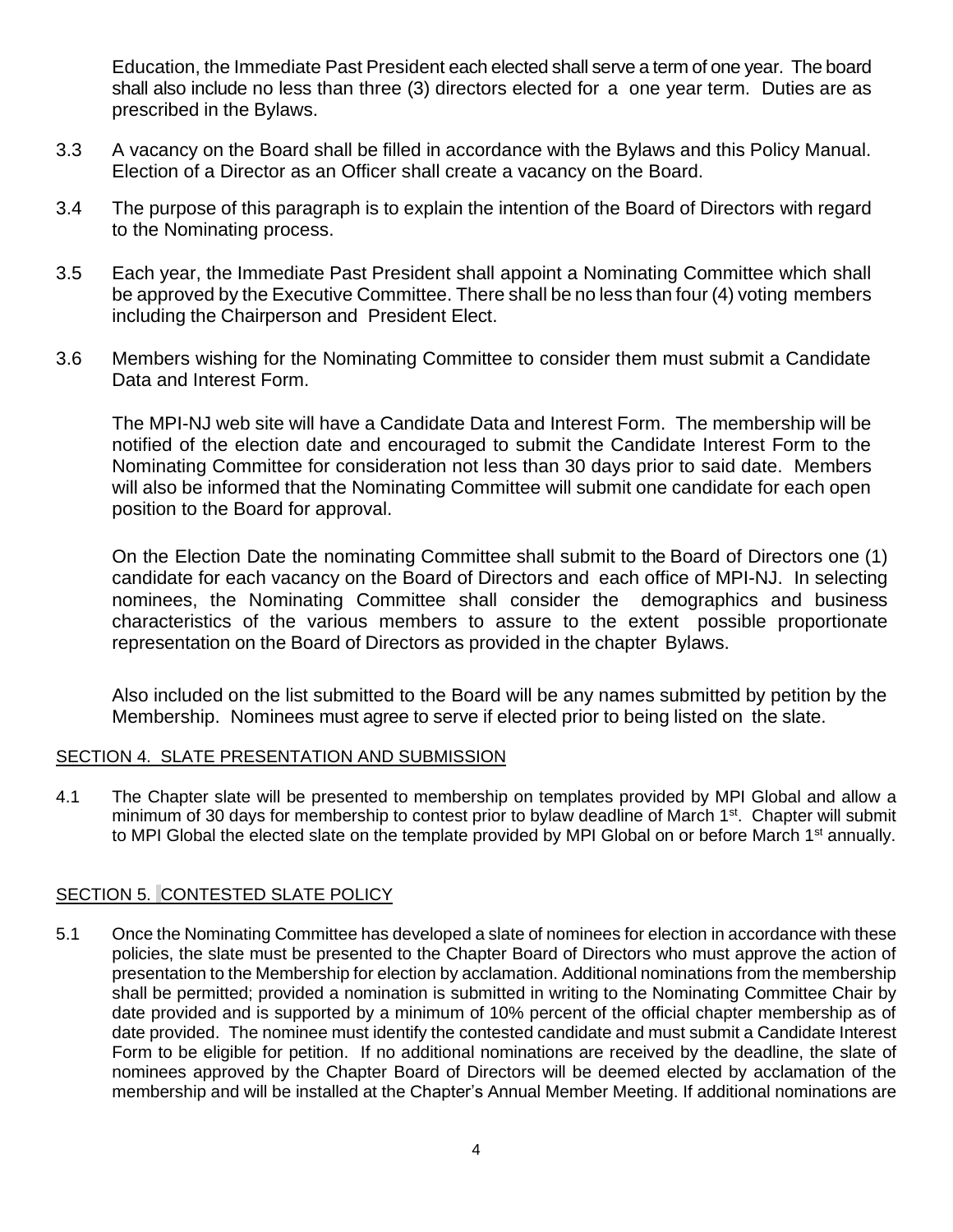Education, the Immediate Past President each elected shall serve a term of one year. The board shall also include no less than three (3) directors elected for a one year term. Duties are as prescribed in the Bylaws.

3.3 A vacancy on the Board shall be filled in accordance with the Bylaws and this Policy Manual. Election of a Director as an Officer shall create a vacancy on the Board.

3.4 The purpose of this paragraph is to explain the intention of the Board of Directors with regard to the Nominating process.

3.5 Each year, the Immediate Past President shall appoint a Nominating Committee which shall be approved by the Executive Committee. There shall be no less than four (4) voting members including the Chairperson and President Elect.

3.6 Members wishing for the Nominating Committee to consider them must submit a Candidate Data and Interest Form.

The MPI-NJ web site will have a Candidate Data and Interest Form. The membership will be notified of the election date and encouraged to submit the Candidate Interest Form to the Nominating Committee for consideration not less than 30 days prior to said date. Members will also be informed that the Nominating Committee will submit one candidate for each open position to the Board for approval.

On the Election Date the nominating Committee shall submit to the Board of Directors one (1) candidate for each vacancy on the Board of Directors and each office of MPI-NJ. In selecting nominees, the Nominating Committee shall consider the demographics and business characteristics of the various members to assure to the extent possible proportionate representation on the Board of Directors as provided in the chapter Bylaws.

Also included on the list submitted to the Board will be any names submitted by petition by the Membership. Nominees must agree to serve if elected prior to being listed on the slate.

## SECTION 4. SLATE PRESENTATION AND SUBMISSION

4.1 The Chapter slate will be presented to membership on templates provided by MPI Global and allow a minimum of 30 days for membership to contest prior to bylaw deadline of March 1st. Chapter will submit to MPI Global the elected slate on the template provided by MPI Global on or before March 1st annually.

## SECTION 5. CONTESTED SLATE POLICY

5.1 Once the Nominating Committee has developed a slate of nominees for election in accordance with these policies, the slate must be presented to the Chapter Board of Directors who must approve the action of presentation to the Membership for election by acclamation. Additional nominations from the membership shall be permitted; provided a nomination is submitted in writing to the Nominating Committee Chair by date provided and is supported by a minimum of 10% percent of the official chapter membership as of date provided. The nominee must identify the contested candidate and must submit a Candidate Interest Form to be eligible for petition. If no additional nominations are received by the deadline, the slate of nominees approved by the Chapter Board of Directors will be deemed elected by acclamation of the membership and will be installed at the Chapter's Annual Member Meeting. If additional nominations are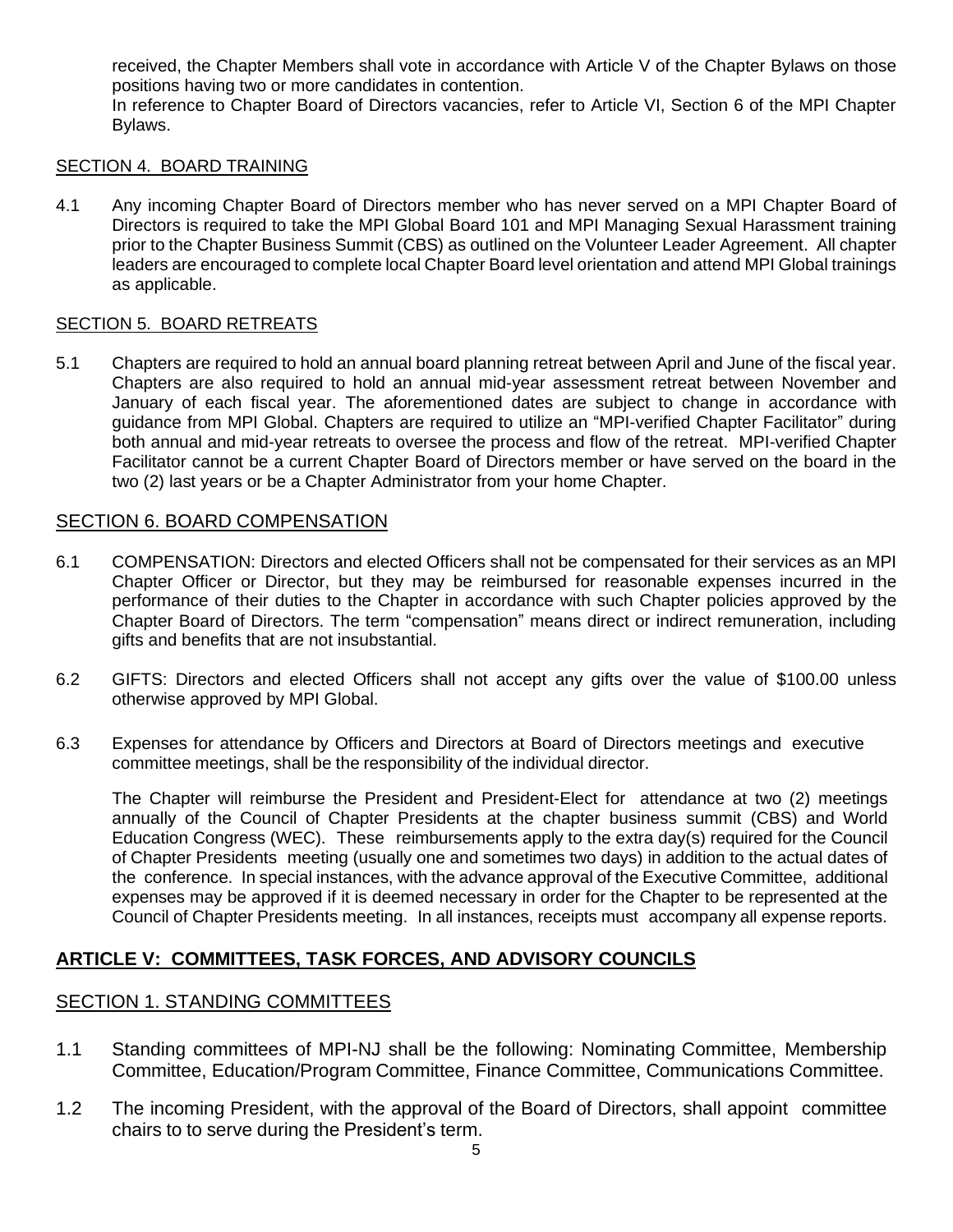received, the Chapter Members shall vote in accordance with Article V of the Chapter Bylaws on those positions having two or more candidates in contention.

In reference to Chapter Board of Directors vacancies, refer to Article VI, Section 6 of the MPI Chapter Bylaws.

### SECTION 4. BOARD TRAINING

4.1 Any incoming Chapter Board of Directors member who has never served on a MPI Chapter Board of Directors is required to take the MPI Global Board 101 and MPI Managing Sexual Harassment training prior to the Chapter Business Summit (CBS) as outlined on the Volunteer Leader Agreement. All chapter leaders are encouraged to complete local Chapter Board level orientation and attend MPI Global trainings as applicable.

### SECTION 5. BOARD RETREATS

5.1 Chapters are required to hold an annual board planning retreat between April and June of the fiscal year. Chapters are also required to hold an annual mid-year assessment retreat between November and January of each fiscal year. The aforementioned dates are subject to change in accordance with guidance from MPI Global. Chapters are required to utilize an "MPI-verified Chapter Facilitator" during both annual and mid-year retreats to oversee the process and flow of the retreat. MPI-verified Chapter Facilitator cannot be a current Chapter Board of Directors member or have served on the board in the two (2) last years or be a Chapter Administrator from your home Chapter.

### SECTION 6. BOARD COMPENSATION

6.1 COMPENSATION: Directors and elected Officers shall not be compensated for their services as an MPI Chapter Officer or Director, but they may be reimbursed for reasonable expenses incurred in the performance of their duties to the Chapter in accordance with such Chapter policies approved by the Chapter Board of Directors. The term "compensation" means direct or indirect remuneration, including gifts and benefits that are not insubstantial.

6.2 GIFTS: Directors and elected Officers shall not accept any gifts over the value of $100.00 unless otherwise approved by MPI Global.

6.3 Expenses for attendance by Officers and Directors at Board of Directors meetings and executive committee meetings, shall be the responsibility of the individual director.

The Chapter will reimburse the President and President-Elect for attendance at two (2) meetings annually of the Council of Chapter Presidents at the chapter business summit (CBS) and World Education Congress (WEC). These reimbursements apply to the extra day(s) required for the Council of Chapter Presidents meeting (usually one and sometimes two days) in addition to the actual dates of the conference. In special instances, with the advance approval of the Executive Committee, additional expenses may be approved if it is deemed necessary in order for the Chapter to be represented at the Council of Chapter Presidents meeting. In all instances, receipts must accompany all expense reports.

## ARTICLE V: COMMITTEES, TASK FORCES, AND ADVISORY COUNCILS

### SECTION 1. STANDING COMMITTEES

1.1 Standing committees of MPI-NJ shall be the following: Nominating Committee, Membership Committee, Education/Program Committee, Finance Committee, Communications Committee.

1.2 The incoming President, with the approval of the Board of Directors, shall appoint committee chairs to to serve during the President's term.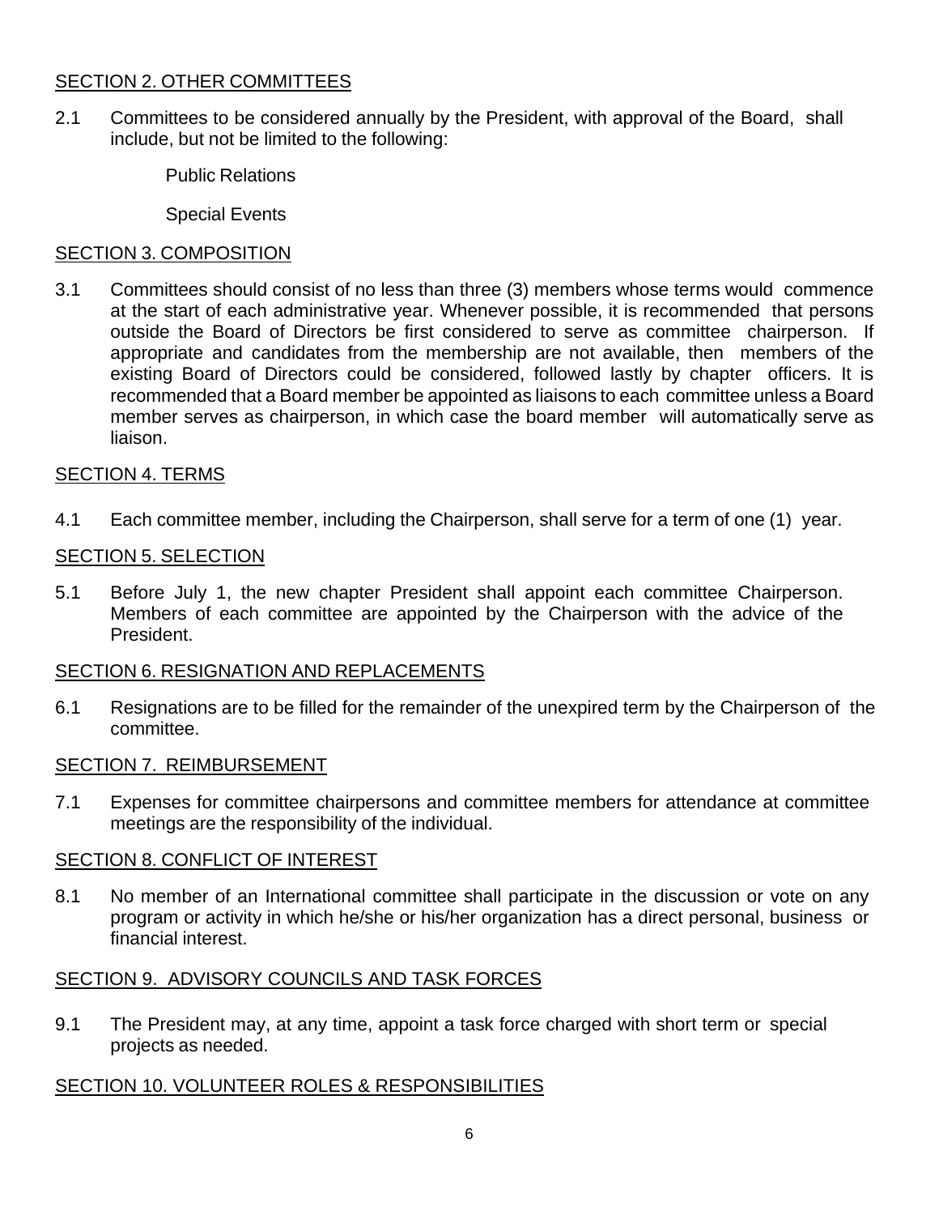## SECTION 2. OTHER COMMITTEES

2.1 Committees to be considered annually by the President, with approval of the Board, shall include, but not be limited to the following:

Public Relations

Special Events

## SECTION 3. COMPOSITION

3.1 Committees should consist of no less than three (3) members whose terms would commence at the start of each administrative year. Whenever possible, it is recommended that persons outside the Board of Directors be first considered to serve as committee chairperson. If appropriate and candidates from the membership are not available, then members of the existing Board of Directors could be considered, followed lastly by chapter officers. It is recommended that a Board member be appointed as liaisons to each committee unless a Board member serves as chairperson, in which case the board member will automatically serve as liaison.

## SECTION 4. TERMS

4.1 Each committee member, including the Chairperson, shall serve for a term of one (1) year.

## SECTION 5. SELECTION

5.1 Before July 1, the new chapter President shall appoint each committee Chairperson. Members of each committee are appointed by the Chairperson with the advice of the President.

## SECTION 6. RESIGNATION AND REPLACEMENTS

6.1 Resignations are to be filled for the remainder of the unexpired term by the Chairperson of the committee.

## SECTION 7. REIMBURSEMENT

7.1 Expenses for committee chairpersons and committee members for attendance at committee meetings are the responsibility of the individual.

## SECTION 8. CONFLICT OF INTEREST

8.1 No member of an International committee shall participate in the discussion or vote on any program or activity in which he/she or his/her organization has a direct personal, business or financial interest.

## SECTION 9. ADVISORY COUNCILS AND TASK FORCES

9.1 The President may, at any time, appoint a task force charged with short term or special projects as needed.

## SECTION 10. VOLUNTEER ROLES & RESPONSIBILITIES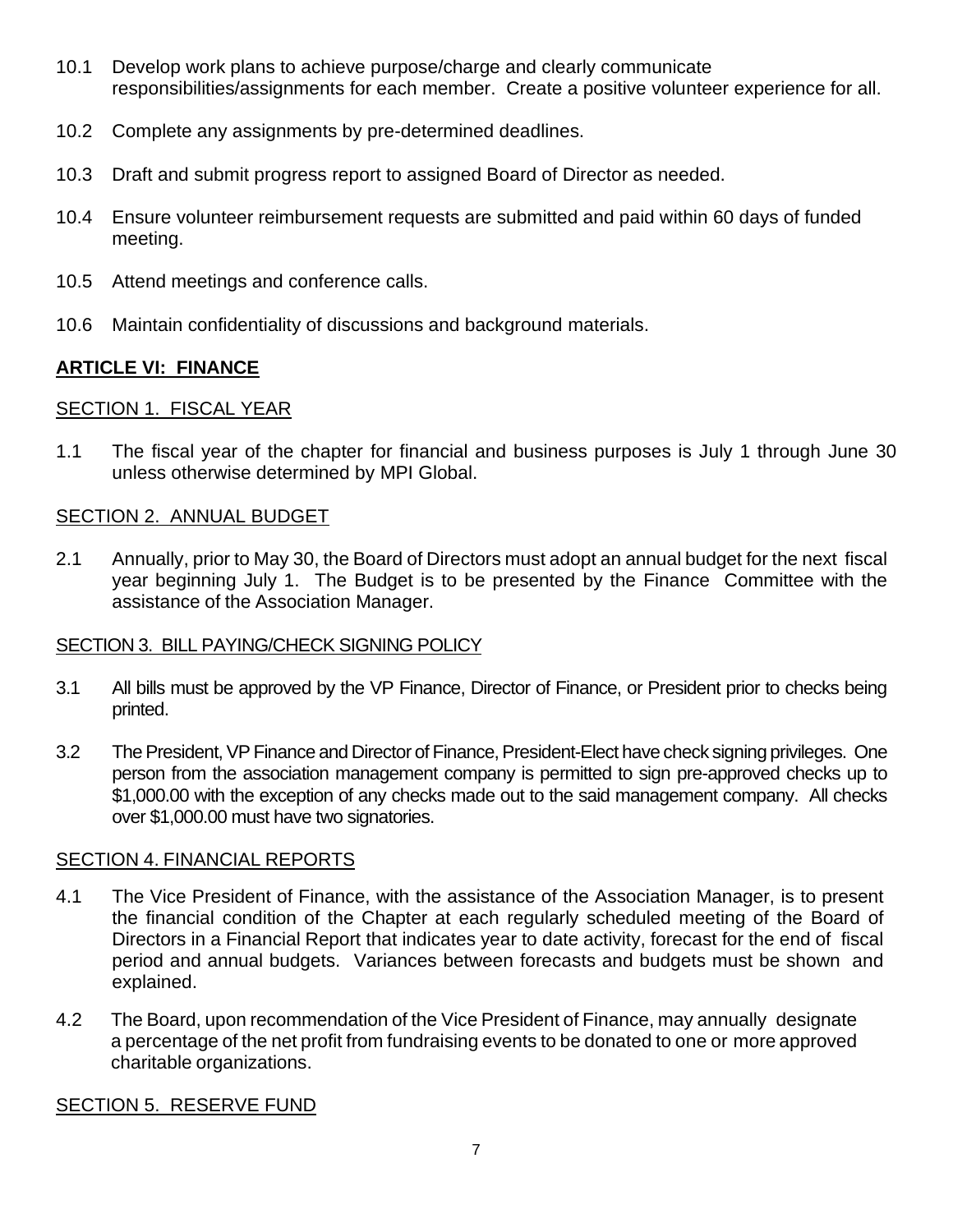10.1 Develop work plans to achieve purpose/charge and clearly communicate responsibilities/assignments for each member. Create a positive volunteer experience for all.

10.2 Complete any assignments by pre-determined deadlines.

10.3 Draft and submit progress report to assigned Board of Director as needed.

10.4 Ensure volunteer reimbursement requests are submitted and paid within 60 days of funded meeting.

10.5 Attend meetings and conference calls.

10.6 Maintain confidentiality of discussions and background materials.

## ARTICLE VI: FINANCE

### SECTION 1. FISCAL YEAR

1.1 The fiscal year of the chapter for financial and business purposes is July 1 through June 30 unless otherwise determined by MPI Global.

### SECTION 2. ANNUAL BUDGET

2.1 Annually, prior to May 30, the Board of Directors must adopt an annual budget for the next fiscal year beginning July 1. The Budget is to be presented by the Finance Committee with the assistance of the Association Manager.

### SECTION 3. BILL PAYING/CHECK SIGNING POLICY

3.1 All bills must be approved by the VP Finance, Director of Finance, or President prior to checks being printed.

3.2 The President, VP Finance and Director of Finance, President-Elect have check signing privileges. One person from the association management company is permitted to sign pre-approved checks up to $1,000.00 with the exception of any checks made out to the said management company. All checks over $1,000.00 must have two signatories.

### SECTION 4. FINANCIAL REPORTS

4.1 The Vice President of Finance, with the assistance of the Association Manager, is to present the financial condition of the Chapter at each regularly scheduled meeting of the Board of Directors in a Financial Report that indicates year to date activity, forecast for the end of fiscal period and annual budgets. Variances between forecasts and budgets must be shown and explained.

4.2 The Board, upon recommendation of the Vice President of Finance, may annually designate a percentage of the net profit from fundraising events to be donated to one or more approved charitable organizations.

### SECTION 5. RESERVE FUND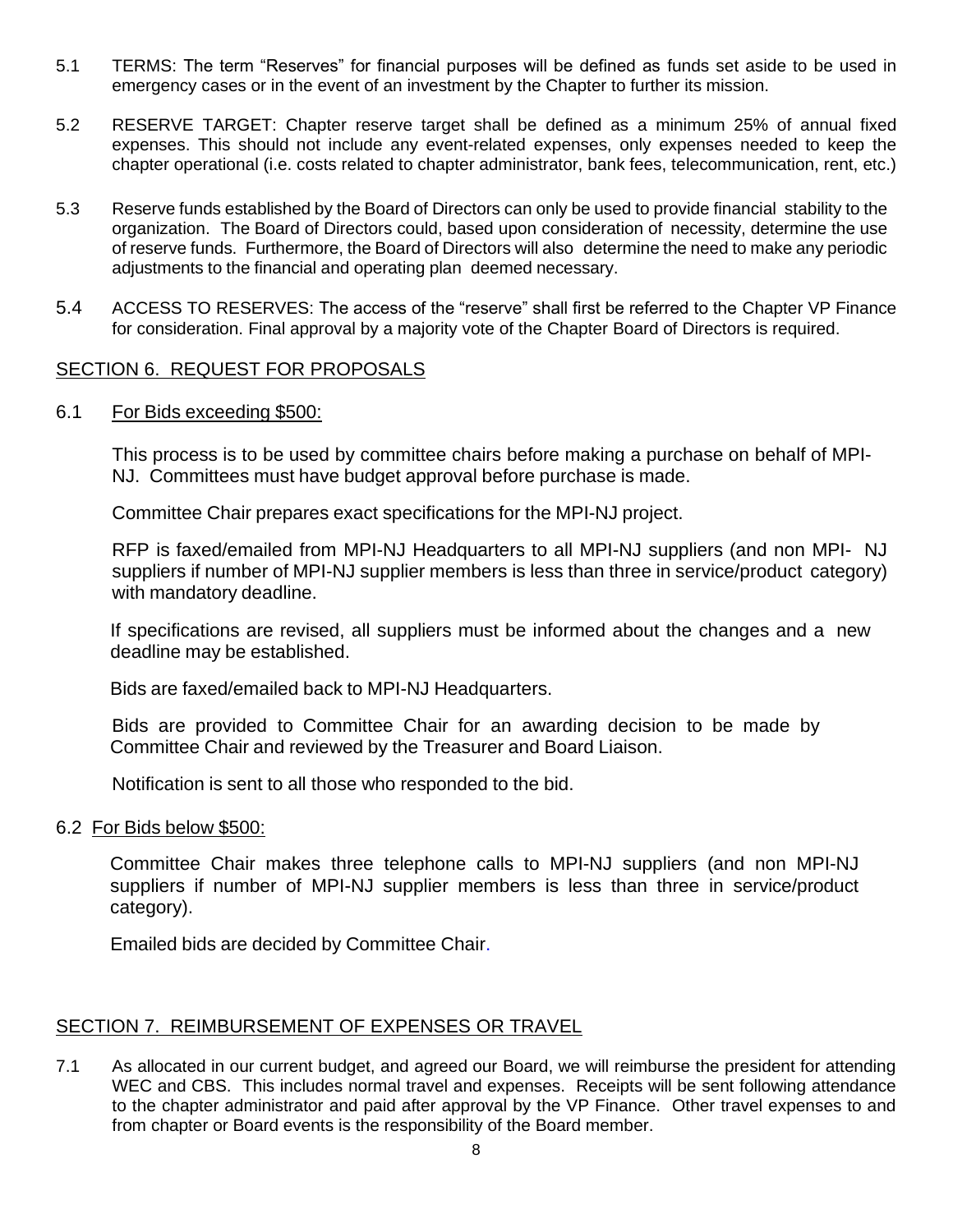5.1 TERMS: The term "Reserves" for financial purposes will be defined as funds set aside to be used in emergency cases or in the event of an investment by the Chapter to further its mission.

5.2 RESERVE TARGET: Chapter reserve target shall be defined as a minimum 25% of annual fixed expenses. This should not include any event-related expenses, only expenses needed to keep the chapter operational (i.e. costs related to chapter administrator, bank fees, telecommunication, rent, etc.)

5.3 Reserve funds established by the Board of Directors can only be used to provide financial stability to the organization. The Board of Directors could, based upon consideration of necessity, determine the use of reserve funds. Furthermore, the Board of Directors will also determine the need to make any periodic adjustments to the financial and operating plan deemed necessary.

5.4 ACCESS TO RESERVES: The access of the "reserve" shall first be referred to the Chapter VP Finance for consideration. Final approval by a majority vote of the Chapter Board of Directors is required.

## SECTION 6. REQUEST FOR PROPOSALS

6.1 For Bids exceeding $500:

This process is to be used by committee chairs before making a purchase on behalf of MPI-NJ. Committees must have budget approval before purchase is made.

Committee Chair prepares exact specifications for the MPI-NJ project.

RFP is faxed/emailed from MPI-NJ Headquarters to all MPI-NJ suppliers (and non MPI- NJ suppliers if number of MPI-NJ supplier members is less than three in service/product category) with mandatory deadline.

If specifications are revised, all suppliers must be informed about the changes and a new deadline may be established.

Bids are faxed/emailed back to MPI-NJ Headquarters.

Bids are provided to Committee Chair for an awarding decision to be made by Committee Chair and reviewed by the Treasurer and Board Liaison.

Notification is sent to all those who responded to the bid.

6.2 For Bids below $500:

Committee Chair makes three telephone calls to MPI-NJ suppliers (and non MPI-NJ suppliers if number of MPI-NJ supplier members is less than three in service/product category).

Emailed bids are decided by Committee Chair.

## SECTION 7. REIMBURSEMENT OF EXPENSES OR TRAVEL

7.1 As allocated in our current budget, and agreed our Board, we will reimburse the president for attending WEC and CBS. This includes normal travel and expenses. Receipts will be sent following attendance to the chapter administrator and paid after approval by the VP Finance. Other travel expenses to and from chapter or Board events is the responsibility of the Board member.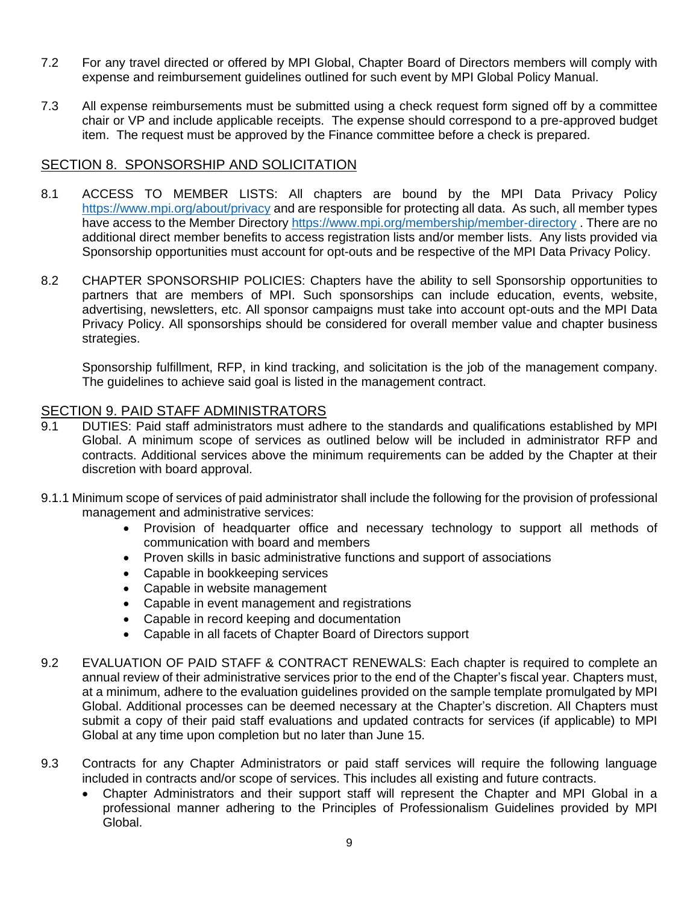7.2 For any travel directed or offered by MPI Global, Chapter Board of Directors members will comply with expense and reimbursement guidelines outlined for such event by MPI Global Policy Manual.

7.3 All expense reimbursements must be submitted using a check request form signed off by a committee chair or VP and include applicable receipts. The expense should correspond to a pre-approved budget item. The request must be approved by the Finance committee before a check is prepared.

## SECTION 8. SPONSORSHIP AND SOLICITATION

8.1 ACCESS TO MEMBER LISTS: All chapters are bound by the MPI Data Privacy Policy https://www.mpi.org/about/privacy and are responsible for protecting all data. As such, all member types have access to the Member Directory https://www.mpi.org/membership/member-directory . There are no additional direct member benefits to access registration lists and/or member lists. Any lists provided via Sponsorship opportunities must account for opt-outs and be respective of the MPI Data Privacy Policy.

8.2 CHAPTER SPONSORSHIP POLICIES: Chapters have the ability to sell Sponsorship opportunities to partners that are members of MPI. Such sponsorships can include education, events, website, advertising, newsletters, etc. All sponsor campaigns must take into account opt-outs and the MPI Data Privacy Policy. All sponsorships should be considered for overall member value and chapter business strategies.

Sponsorship fulfillment, RFP, in kind tracking, and solicitation is the job of the management company. The guidelines to achieve said goal is listed in the management contract.

## SECTION 9. PAID STAFF ADMINISTRATORS

9.1 DUTIES: Paid staff administrators must adhere to the standards and qualifications established by MPI Global. A minimum scope of services as outlined below will be included in administrator RFP and contracts. Additional services above the minimum requirements can be added by the Chapter at their discretion with board approval.

9.1.1 Minimum scope of services of paid administrator shall include the following for the provision of professional management and administrative services:

- Provision of headquarter office and necessary technology to support all methods of communication with board and members
- Proven skills in basic administrative functions and support of associations
- Capable in bookkeeping services
- Capable in website management
- Capable in event management and registrations
- Capable in record keeping and documentation
- Capable in all facets of Chapter Board of Directors support

9.2 EVALUATION OF PAID STAFF & CONTRACT RENEWALS: Each chapter is required to complete an annual review of their administrative services prior to the end of the Chapter's fiscal year. Chapters must, at a minimum, adhere to the evaluation guidelines provided on the sample template promulgated by MPI Global. Additional processes can be deemed necessary at the Chapter's discretion. All Chapters must submit a copy of their paid staff evaluations and updated contracts for services (if applicable) to MPI Global at any time upon completion but no later than June 15.

9.3 Contracts for any Chapter Administrators or paid staff services will require the following language included in contracts and/or scope of services. This includes all existing and future contracts.

- Chapter Administrators and their support staff will represent the Chapter and MPI Global in a professional manner adhering to the Principles of Professionalism Guidelines provided by MPI Global.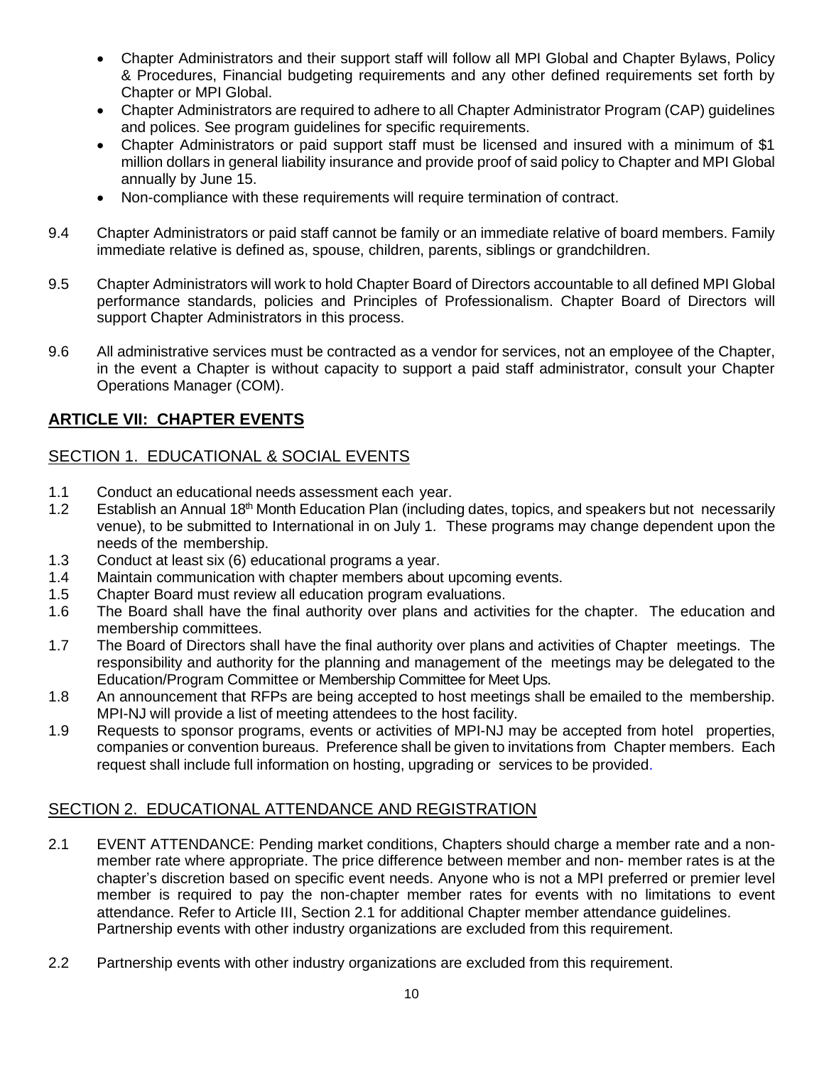- Chapter Administrators and their support staff will follow all MPI Global and Chapter Bylaws, Policy & Procedures, Financial budgeting requirements and any other defined requirements set forth by Chapter or MPI Global.
- Chapter Administrators are required to adhere to all Chapter Administrator Program (CAP) guidelines and polices. See program guidelines for specific requirements.
- Chapter Administrators or paid support staff must be licensed and insured with a minimum of $1 million dollars in general liability insurance and provide proof of said policy to Chapter and MPI Global annually by June 15.
- Non-compliance with these requirements will require termination of contract.

9.4 Chapter Administrators or paid staff cannot be family or an immediate relative of board members. Family immediate relative is defined as, spouse, children, parents, siblings or grandchildren.

9.5 Chapter Administrators will work to hold Chapter Board of Directors accountable to all defined MPI Global performance standards, policies and Principles of Professionalism. Chapter Board of Directors will support Chapter Administrators in this process.

9.6 All administrative services must be contracted as a vendor for services, not an employee of the Chapter, in the event a Chapter is without capacity to support a paid staff administrator, consult your Chapter Operations Manager (COM).

## ARTICLE VII: CHAPTER EVENTS

### SECTION 1. EDUCATIONAL & SOCIAL EVENTS

1.1 Conduct an educational needs assessment each year.
1.2 Establish an Annual 18th Month Education Plan (including dates, topics, and speakers but not necessarily venue), to be submitted to International in on July 1. These programs may change dependent upon the needs of the membership.
1.3 Conduct at least six (6) educational programs a year.
1.4 Maintain communication with chapter members about upcoming events.
1.5 Chapter Board must review all education program evaluations.
1.6 The Board shall have the final authority over plans and activities for the chapter. The education and membership committees.
1.7 The Board of Directors shall have the final authority over plans and activities of Chapter meetings. The responsibility and authority for the planning and management of the meetings may be delegated to the Education/Program Committee or Membership Committee for Meet Ups.
1.8 An announcement that RFPs are being accepted to host meetings shall be emailed to the membership. MPI-NJ will provide a list of meeting attendees to the host facility.
1.9 Requests to sponsor programs, events or activities of MPI-NJ may be accepted from hotel properties, companies or convention bureaus. Preference shall be given to invitations from Chapter members. Each request shall include full information on hosting, upgrading or services to be provided.

### SECTION 2. EDUCATIONAL ATTENDANCE AND REGISTRATION

2.1 EVENT ATTENDANCE: Pending market conditions, Chapters should charge a member rate and a non-member rate where appropriate. The price difference between member and non- member rates is at the chapter's discretion based on specific event needs. Anyone who is not a MPI preferred or premier level member is required to pay the non-chapter member rates for events with no limitations to event attendance. Refer to Article III, Section 2.1 for additional Chapter member attendance guidelines. Partnership events with other industry organizations are excluded from this requirement.

2.2 Partnership events with other industry organizations are excluded from this requirement.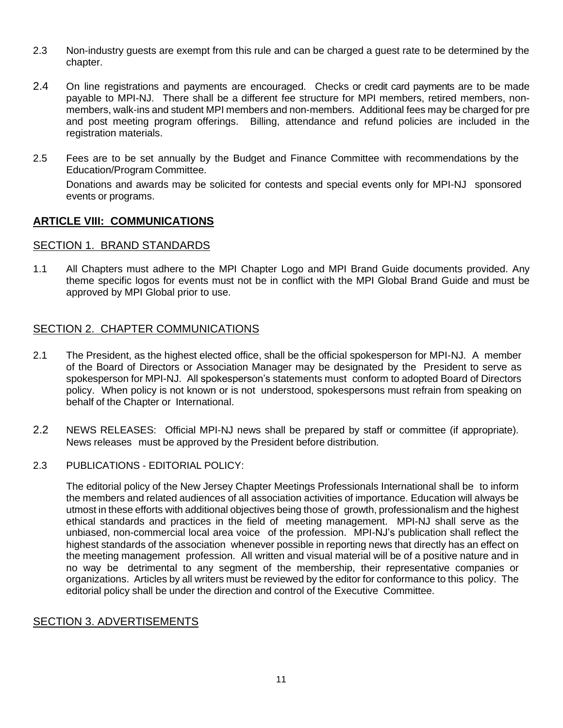2.3 Non-industry guests are exempt from this rule and can be charged a guest rate to be determined by the chapter.

2.4 On line registrations and payments are encouraged. Checks or credit card payments are to be made payable to MPI-NJ. There shall be a different fee structure for MPI members, retired members, non-members, walk-ins and student MPI members and non-members. Additional fees may be charged for pre and post meeting program offerings. Billing, attendance and refund policies are included in the registration materials.

2.5 Fees are to be set annually by the Budget and Finance Committee with recommendations by the Education/Program Committee.

Donations and awards may be solicited for contests and special events only for MPI-NJ sponsored events or programs.

## ARTICLE VIII: COMMUNICATIONS

### SECTION 1. BRAND STANDARDS

1.1 All Chapters must adhere to the MPI Chapter Logo and MPI Brand Guide documents provided. Any theme specific logos for events must not be in conflict with the MPI Global Brand Guide and must be approved by MPI Global prior to use.

### SECTION 2. CHAPTER COMMUNICATIONS

2.1 The President, as the highest elected office, shall be the official spokesperson for MPI-NJ. A member of the Board of Directors or Association Manager may be designated by the President to serve as spokesperson for MPI-NJ. All spokesperson's statements must conform to adopted Board of Directors policy. When policy is not known or is not understood, spokespersons must refrain from speaking on behalf of the Chapter or International.

2.2 NEWS RELEASES: Official MPI-NJ news shall be prepared by staff or committee (if appropriate). News releases must be approved by the President before distribution.

2.3 PUBLICATIONS - EDITORIAL POLICY:

The editorial policy of the New Jersey Chapter Meetings Professionals International shall be to inform the members and related audiences of all association activities of importance. Education will always be utmost in these efforts with additional objectives being those of growth, professionalism and the highest ethical standards and practices in the field of meeting management. MPI-NJ shall serve as the unbiased, non-commercial local area voice of the profession. MPI-NJ's publication shall reflect the highest standards of the association whenever possible in reporting news that directly has an effect on the meeting management profession. All written and visual material will be of a positive nature and in no way be detrimental to any segment of the membership, their representative companies or organizations. Articles by all writers must be reviewed by the editor for conformance to this policy. The editorial policy shall be under the direction and control of the Executive Committee.

### SECTION 3. ADVERTISEMENTS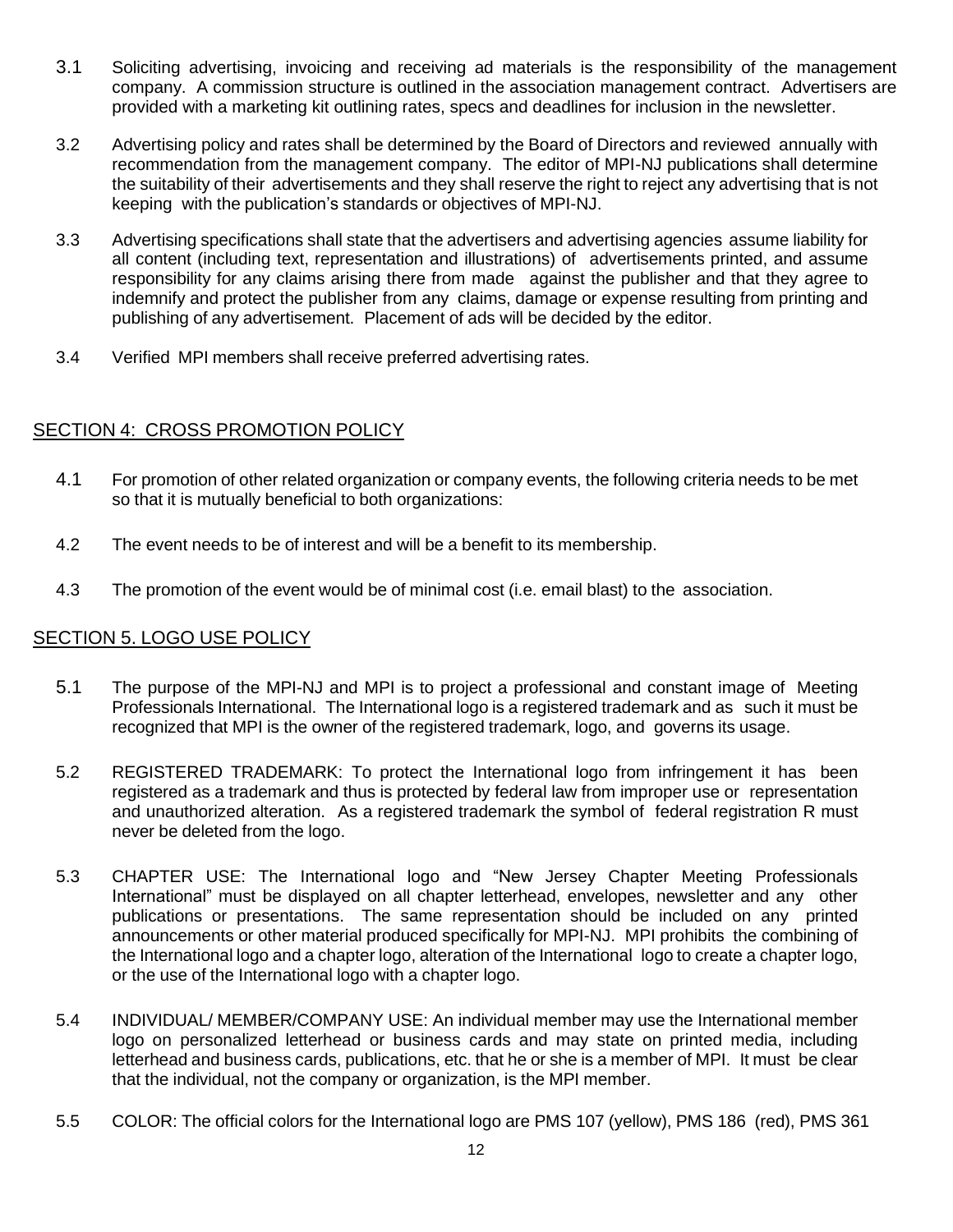3.1 Soliciting advertising, invoicing and receiving ad materials is the responsibility of the management company. A commission structure is outlined in the association management contract. Advertisers are provided with a marketing kit outlining rates, specs and deadlines for inclusion in the newsletter.

3.2 Advertising policy and rates shall be determined by the Board of Directors and reviewed annually with recommendation from the management company. The editor of MPI-NJ publications shall determine the suitability of their advertisements and they shall reserve the right to reject any advertising that is not keeping with the publication's standards or objectives of MPI-NJ.

3.3 Advertising specifications shall state that the advertisers and advertising agencies assume liability for all content (including text, representation and illustrations) of advertisements printed, and assume responsibility for any claims arising there from made against the publisher and that they agree to indemnify and protect the publisher from any claims, damage or expense resulting from printing and publishing of any advertisement. Placement of ads will be decided by the editor.

3.4 Verified MPI members shall receive preferred advertising rates.

## SECTION 4: CROSS PROMOTION POLICY

4.1 For promotion of other related organization or company events, the following criteria needs to be met so that it is mutually beneficial to both organizations:

4.2 The event needs to be of interest and will be a benefit to its membership.

4.3 The promotion of the event would be of minimal cost (i.e. email blast) to the association.

## SECTION 5. LOGO USE POLICY

5.1 The purpose of the MPI-NJ and MPI is to project a professional and constant image of Meeting Professionals International. The International logo is a registered trademark and as such it must be recognized that MPI is the owner of the registered trademark, logo, and governs its usage.

5.2 REGISTERED TRADEMARK: To protect the International logo from infringement it has been registered as a trademark and thus is protected by federal law from improper use or representation and unauthorized alteration. As a registered trademark the symbol of federal registration R must never be deleted from the logo.

5.3 CHAPTER USE: The International logo and "New Jersey Chapter Meeting Professionals International" must be displayed on all chapter letterhead, envelopes, newsletter and any other publications or presentations. The same representation should be included on any printed announcements or other material produced specifically for MPI-NJ. MPI prohibits the combining of the International logo and a chapter logo, alteration of the International logo to create a chapter logo, or the use of the International logo with a chapter logo.

5.4 INDIVIDUAL/ MEMBER/COMPANY USE: An individual member may use the International member logo on personalized letterhead or business cards and may state on printed media, including letterhead and business cards, publications, etc. that he or she is a member of MPI. It must be clear that the individual, not the company or organization, is the MPI member.

5.5 COLOR: The official colors for the International logo are PMS 107 (yellow), PMS 186 (red), PMS 361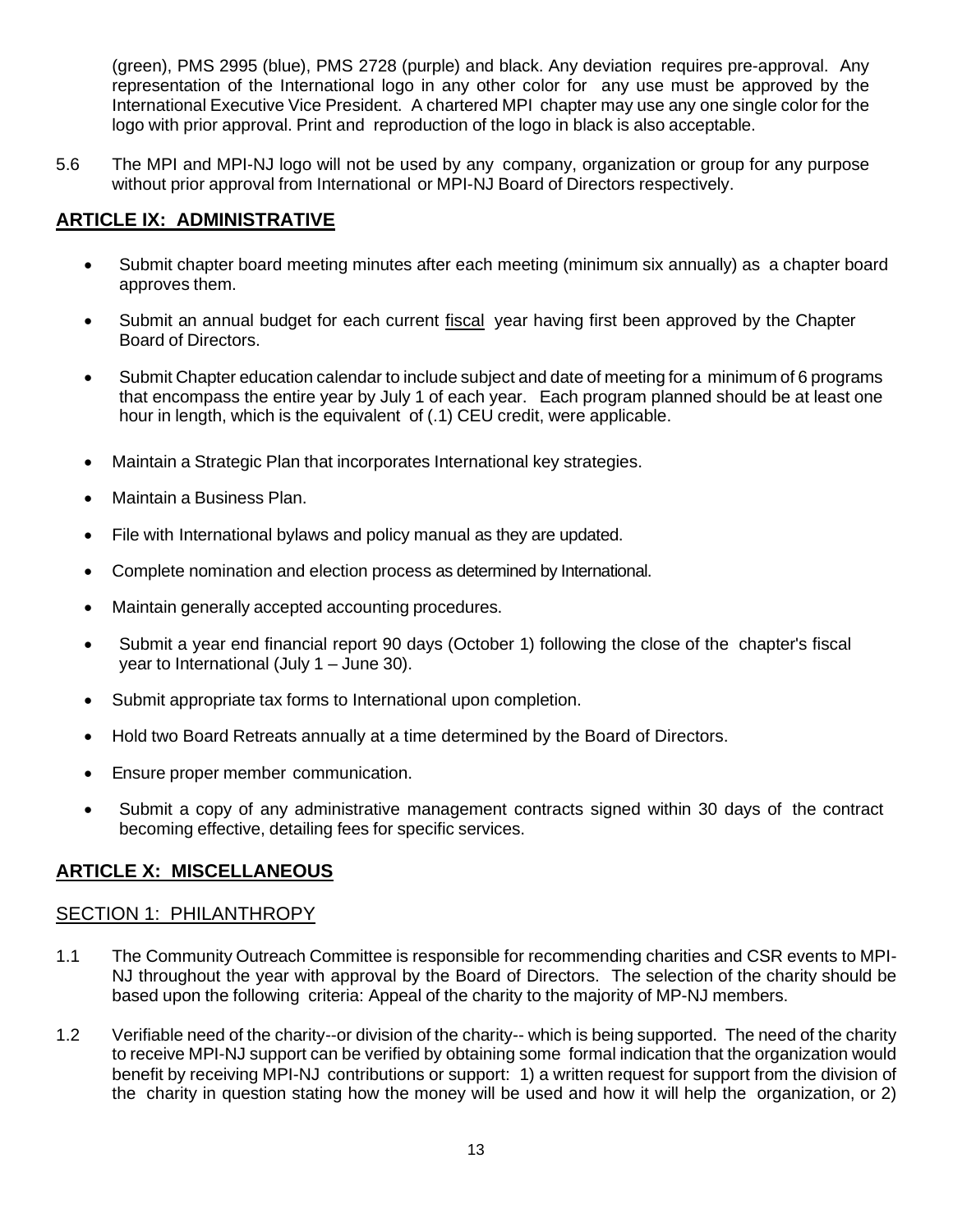(green), PMS 2995 (blue), PMS 2728 (purple) and black. Any deviation requires pre-approval. Any representation of the International logo in any other color for any use must be approved by the International Executive Vice President. A chartered MPI chapter may use any one single color for the logo with prior approval. Print and reproduction of the logo in black is also acceptable.

5.6 The MPI and MPI-NJ logo will not be used by any company, organization or group for any purpose without prior approval from International or MPI-NJ Board of Directors respectively.

## ARTICLE IX: ADMINISTRATIVE

- Submit chapter board meeting minutes after each meeting (minimum six annually) as a chapter board approves them.
- Submit an annual budget for each current fiscal year having first been approved by the Chapter Board of Directors.
- Submit Chapter education calendar to include subject and date of meeting for a minimum of 6 programs that encompass the entire year by July 1 of each year. Each program planned should be at least one hour in length, which is the equivalent of (.1) CEU credit, were applicable.
- Maintain a Strategic Plan that incorporates International key strategies.
- Maintain a Business Plan.
- File with International bylaws and policy manual as they are updated.
- Complete nomination and election process as determined by International.
- Maintain generally accepted accounting procedures.
- Submit a year end financial report 90 days (October 1) following the close of the chapter's fiscal year to International (July 1 – June 30).
- Submit appropriate tax forms to International upon completion.
- Hold two Board Retreats annually at a time determined by the Board of Directors.
- Ensure proper member communication.
- Submit a copy of any administrative management contracts signed within 30 days of the contract becoming effective, detailing fees for specific services.

## ARTICLE X: MISCELLANEOUS

### SECTION 1: PHILANTHROPY

1.1 The Community Outreach Committee is responsible for recommending charities and CSR events to MPI-NJ throughout the year with approval by the Board of Directors. The selection of the charity should be based upon the following criteria: Appeal of the charity to the majority of MP-NJ members.

1.2 Verifiable need of the charity--or division of the charity-- which is being supported. The need of the charity to receive MPI-NJ support can be verified by obtaining some formal indication that the organization would benefit by receiving MPI-NJ contributions or support: 1) a written request for support from the division of the charity in question stating how the money will be used and how it will help the organization, or 2)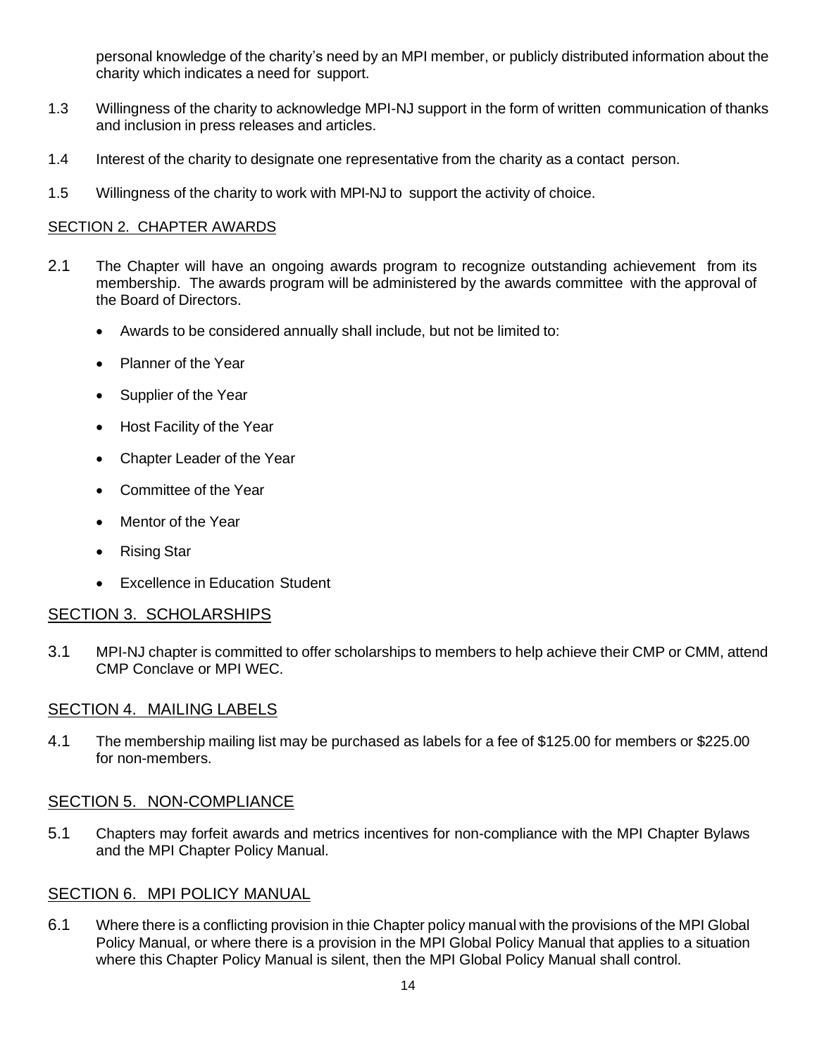personal knowledge of the charity's need by an MPI member, or publicly distributed information about the charity which indicates a need for support.

1.3 Willingness of the charity to acknowledge MPI-NJ support in the form of written communication of thanks and inclusion in press releases and articles.

1.4 Interest of the charity to designate one representative from the charity as a contact person.

1.5 Willingness of the charity to work with MPI-NJ to support the activity of choice.

## SECTION 2. CHAPTER AWARDS

2.1 The Chapter will have an ongoing awards program to recognize outstanding achievement from its membership. The awards program will be administered by the awards committee with the approval of the Board of Directors.

- Awards to be considered annually shall include, but not be limited to:
- Planner of the Year
- Supplier of the Year
- Host Facility of the Year
- Chapter Leader of the Year
- Committee of the Year
- Mentor of the Year
- Rising Star
- Excellence in Education Student

## SECTION 3. SCHOLARSHIPS

3.1 MPI-NJ chapter is committed to offer scholarships to members to help achieve their CMP or CMM, attend CMP Conclave or MPI WEC.

## SECTION 4. MAILING LABELS

4.1 The membership mailing list may be purchased as labels for a fee of $125.00 for members or $225.00 for non-members.

## SECTION 5. NON-COMPLIANCE

5.1 Chapters may forfeit awards and metrics incentives for non-compliance with the MPI Chapter Bylaws and the MPI Chapter Policy Manual.

## SECTION 6. MPI POLICY MANUAL

6.1 Where there is a conflicting provision in thie Chapter policy manual with the provisions of the MPI Global Policy Manual, or where there is a provision in the MPI Global Policy Manual that applies to a situation where this Chapter Policy Manual is silent, then the MPI Global Policy Manual shall control.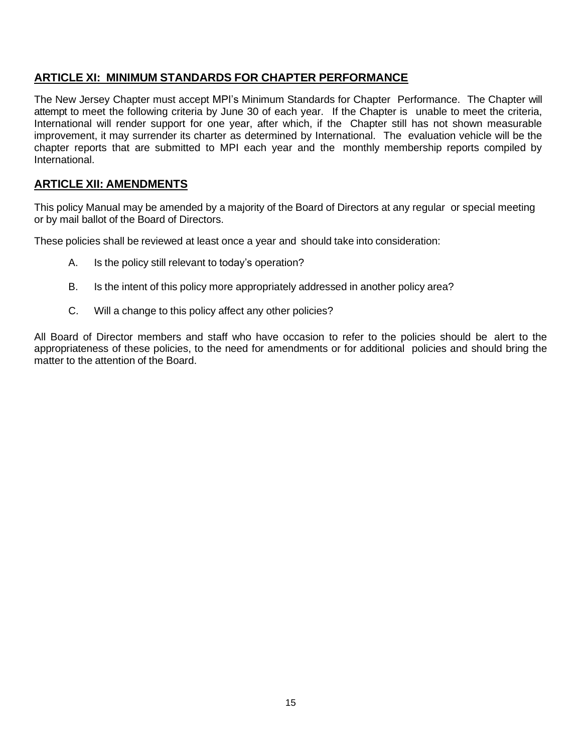## ARTICLE XI: MINIMUM STANDARDS FOR CHAPTER PERFORMANCE

The New Jersey Chapter must accept MPI's Minimum Standards for Chapter Performance. The Chapter will attempt to meet the following criteria by June 30 of each year. If the Chapter is unable to meet the criteria, International will render support for one year, after which, if the Chapter still has not shown measurable improvement, it may surrender its charter as determined by International. The evaluation vehicle will be the chapter reports that are submitted to MPI each year and the monthly membership reports compiled by International.

## ARTICLE XII: AMENDMENTS

This policy Manual may be amended by a majority of the Board of Directors at any regular or special meeting or by mail ballot of the Board of Directors.

These policies shall be reviewed at least once a year and should take into consideration:

A. Is the policy still relevant to today's operation?

B. Is the intent of this policy more appropriately addressed in another policy area?

C. Will a change to this policy affect any other policies?

All Board of Director members and staff who have occasion to refer to the policies should be alert to the appropriateness of these policies, to the need for amendments or for additional policies and should bring the matter to the attention of the Board.